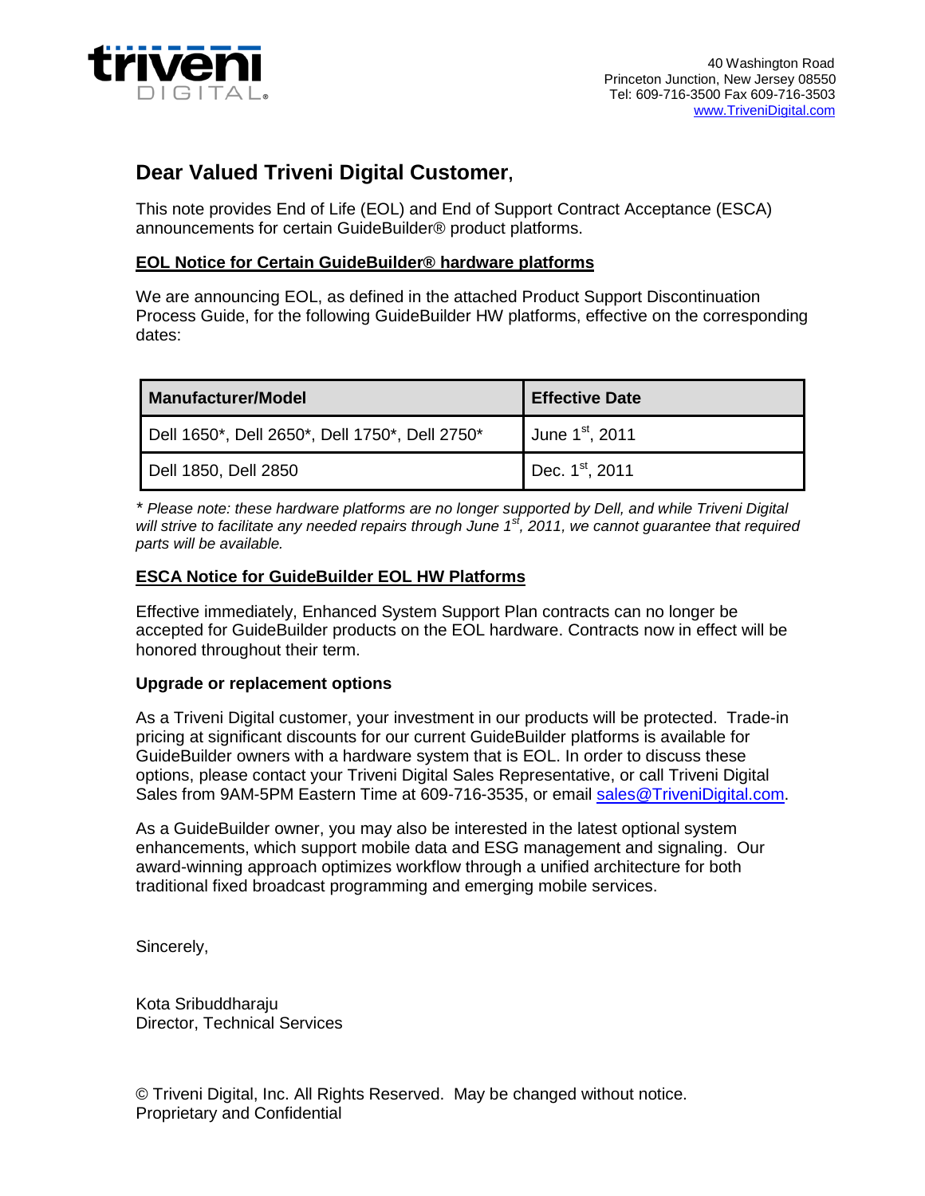40 Washington Road
Princeton Junction, New Jersey 08550
Tel: 609-716-3500 Fax 609-716-3503
www.TriveniDigital.com

# Dear Valued Triveni Digital Customer,

This note provides End of Life (EOL) and End of Support Contract Acceptance (ESCA) announcements for certain GuideBuilder® product platforms.

## EOL Notice for Certain GuideBuilder® hardware platforms

We are announcing EOL, as defined in the attached Product Support Discontinuation Process Guide, for the following GuideBuilder HW platforms, effective on the corresponding dates:

| Manufacturer/Model | Effective Date |
|---|---|
| Dell 1650*, Dell 2650*, Dell 1750*, Dell 2750* | June 1st, 2011 |
| Dell 1850, Dell 2850 | Dec. 1st, 2011 |

*\* Please note: these hardware platforms are no longer supported by Dell, and while Triveni Digital will strive to facilitate any needed repairs through June 1st, 2011, we cannot guarantee that required parts will be available.*

## ESCA Notice for GuideBuilder EOL HW Platforms

Effective immediately, Enhanced System Support Plan contracts can no longer be accepted for GuideBuilder products on the EOL hardware. Contracts now in effect will be honored throughout their term.

### Upgrade or replacement options

As a Triveni Digital customer, your investment in our products will be protected. Trade-in pricing at significant discounts for our current GuideBuilder platforms is available for GuideBuilder owners with a hardware system that is EOL. In order to discuss these options, please contact your Triveni Digital Sales Representative, or call Triveni Digital Sales from 9AM-5PM Eastern Time at 609-716-3535, or email sales@TriveniDigital.com.

As a GuideBuilder owner, you may also be interested in the latest optional system enhancements, which support mobile data and ESG management and signaling. Our award-winning approach optimizes workflow through a unified architecture for both traditional fixed broadcast programming and emerging mobile services.

Sincerely,

Kota Sribuddharaju
Director, Technical Services

© Triveni Digital, Inc. All Rights Reserved. May be changed without notice.
Proprietary and Confidential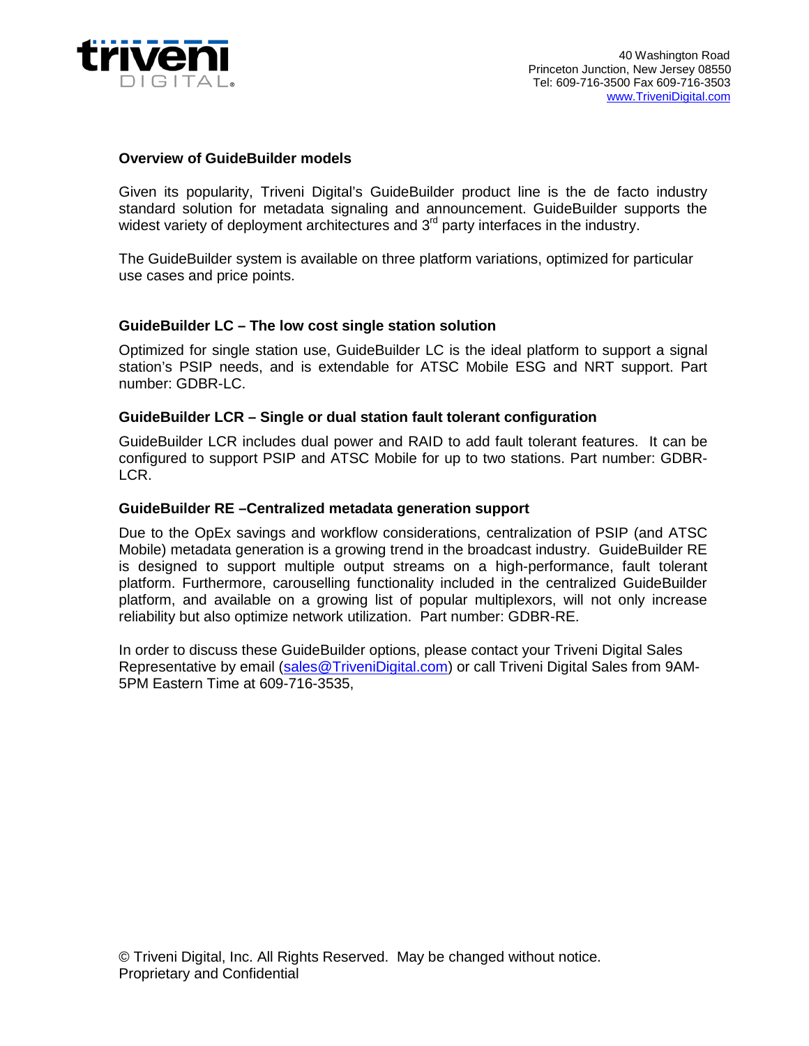40 Washington Road
Princeton Junction, New Jersey 08550
Tel: 609-716-3500 Fax 609-716-3503
www.TriveniDigital.com

**Overview of GuideBuilder models**

Given its popularity, Triveni Digital's GuideBuilder product line is the de facto industry standard solution for metadata signaling and announcement. GuideBuilder supports the widest variety of deployment architectures and 3rd party interfaces in the industry.

The GuideBuilder system is available on three platform variations, optimized for particular use cases and price points.

**GuideBuilder LC – The low cost single station solution**

Optimized for single station use, GuideBuilder LC is the ideal platform to support a signal station's PSIP needs, and is extendable for ATSC Mobile ESG and NRT support. Part number: GDBR-LC.

**GuideBuilder LCR – Single or dual station fault tolerant configuration**

GuideBuilder LCR includes dual power and RAID to add fault tolerant features. It can be configured to support PSIP and ATSC Mobile for up to two stations. Part number: GDBR-LCR.

**GuideBuilder RE –Centralized metadata generation support**

Due to the OpEx savings and workflow considerations, centralization of PSIP (and ATSC Mobile) metadata generation is a growing trend in the broadcast industry. GuideBuilder RE is designed to support multiple output streams on a high-performance, fault tolerant platform. Furthermore, carouselling functionality included in the centralized GuideBuilder platform, and available on a growing list of popular multiplexors, will not only increase reliability but also optimize network utilization. Part number: GDBR-RE.

In order to discuss these GuideBuilder options, please contact your Triveni Digital Sales Representative by email (sales@TriveniDigital.com) or call Triveni Digital Sales from 9AM-5PM Eastern Time at 609-716-3535,

© Triveni Digital, Inc. All Rights Reserved. May be changed without notice.
Proprietary and Confidential